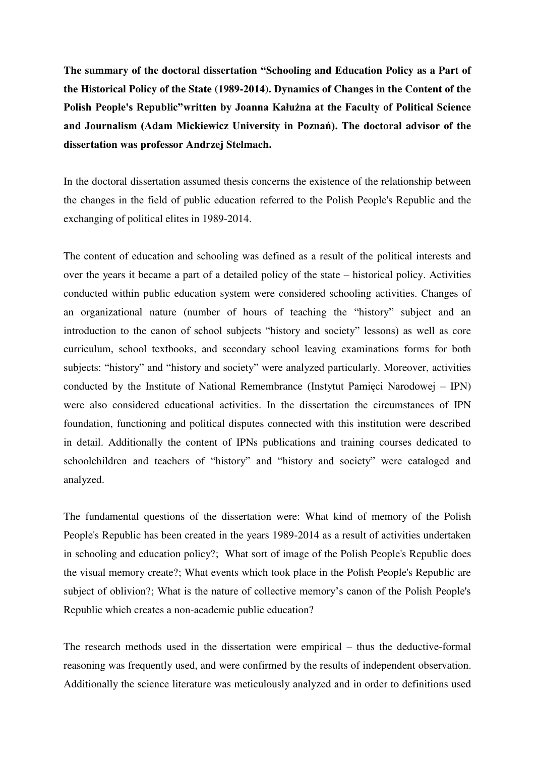**The summary of the doctoral dissertation "Schooling and Education Policy as a Part of the Historical Policy of the State (1989-2014). Dynamics of Changes in the Content of the Polish People's Republic"written by Joanna Kałużna at the Faculty of Political Science and Journalism (Adam Mickiewicz University in Poznań). The doctoral advisor of the dissertation was professor Andrzej Stelmach.**

In the doctoral dissertation assumed thesis concerns the existence of the relationship between the changes in the field of public education referred to the Polish People's Republic and the exchanging of political elites in 1989-2014.

The content of education and schooling was defined as a result of the political interests and over the years it became a part of a detailed policy of the state – historical policy. Activities conducted within public education system were considered schooling activities. Changes of an organizational nature (number of hours of teaching the "history" subject and an introduction to the canon of school subjects "history and society" lessons) as well as core curriculum, school textbooks, and secondary school leaving examinations forms for both subjects: "history" and "history and society" were analyzed particularly. Moreover, activities conducted by the Institute of National Remembrance (Instytut Pamięci Narodowej – IPN) were also considered educational activities. In the dissertation the circumstances of IPN foundation, functioning and political disputes connected with this institution were described in detail. Additionally the content of IPNs publications and training courses dedicated to schoolchildren and teachers of "history" and "history and society" were cataloged and analyzed.

The fundamental questions of the dissertation were: What kind of memory of the Polish People's Republic has been created in the years 1989-2014 as a result of activities undertaken in schooling and education policy?; What sort of image of the Polish People's Republic does the visual memory create?; What events which took place in the Polish People's Republic are subject of oblivion?; What is the nature of collective memory's canon of the Polish People's Republic which creates a non-academic public education?

The research methods used in the dissertation were empirical – thus the deductive-formal reasoning was frequently used, and were confirmed by the results of independent observation. Additionally the science literature was meticulously analyzed and in order to definitions used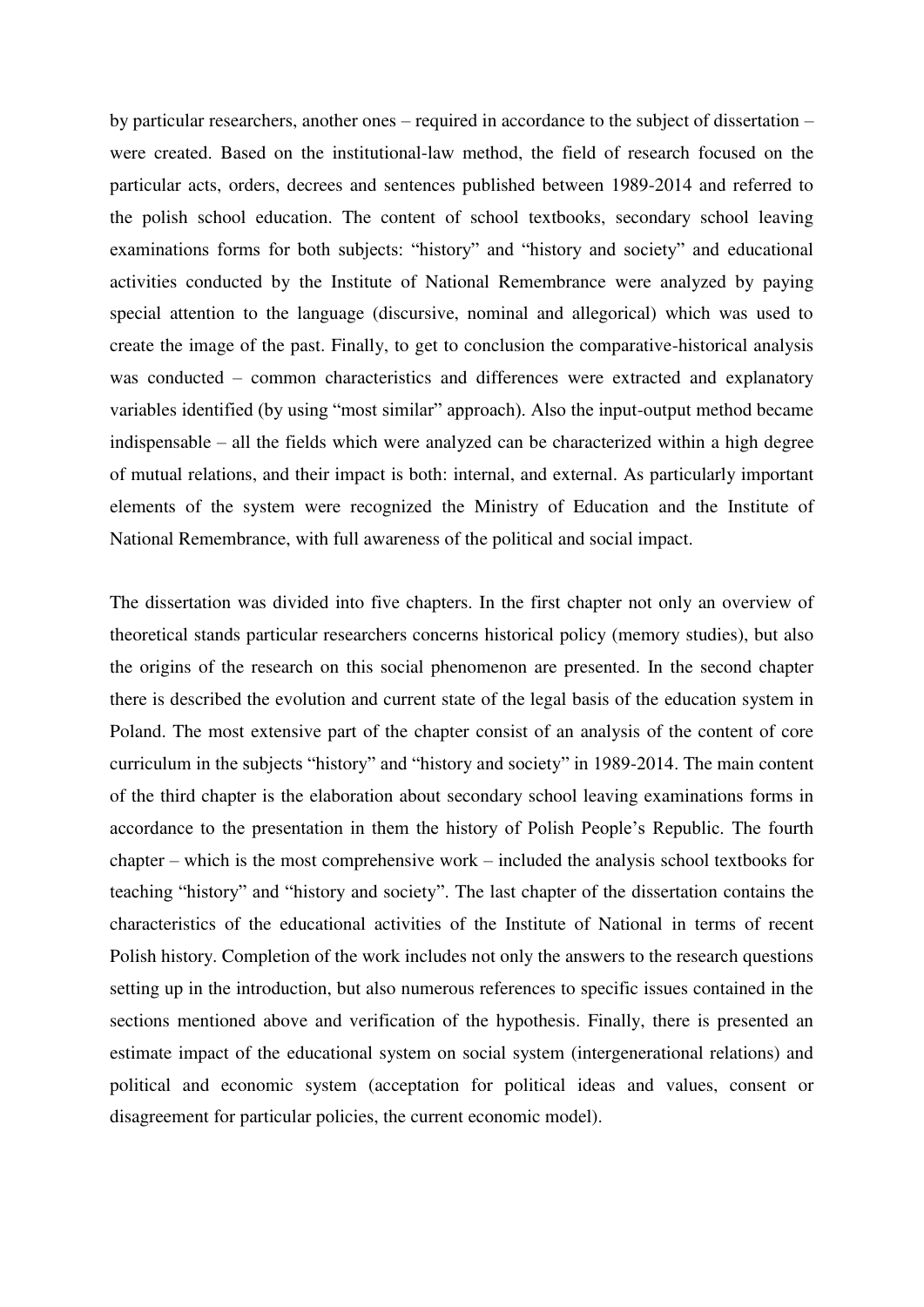by particular researchers, another ones – required in accordance to the subject of dissertation – were created. Based on the institutional-law method, the field of research focused on the particular acts, orders, decrees and sentences published between 1989-2014 and referred to the polish school education. The content of school textbooks, secondary school leaving examinations forms for both subjects: "history" and "history and society" and educational activities conducted by the Institute of National Remembrance were analyzed by paying special attention to the language (discursive, nominal and allegorical) which was used to create the image of the past. Finally, to get to conclusion the comparative-historical analysis was conducted – common characteristics and differences were extracted and explanatory variables identified (by using "most similar" approach). Also the input-output method became indispensable – all the fields which were analyzed can be characterized within a high degree of mutual relations, and their impact is both: internal, and external. As particularly important elements of the system were recognized the Ministry of Education and the Institute of National Remembrance, with full awareness of the political and social impact.

The dissertation was divided into five chapters. In the first chapter not only an overview of theoretical stands particular researchers concerns historical policy (memory studies), but also the origins of the research on this social phenomenon are presented. In the second chapter there is described the evolution and current state of the legal basis of the education system in Poland. The most extensive part of the chapter consist of an analysis of the content of core curriculum in the subjects "history" and "history and society" in 1989-2014. The main content of the third chapter is the elaboration about secondary school leaving examinations forms in accordance to the presentation in them the history of Polish People's Republic. The fourth chapter – which is the most comprehensive work – included the analysis school textbooks for teaching "history" and "history and society". The last chapter of the dissertation contains the characteristics of the educational activities of the Institute of National in terms of recent Polish history. Completion of the work includes not only the answers to the research questions setting up in the introduction, but also numerous references to specific issues contained in the sections mentioned above and verification of the hypothesis. Finally, there is presented an estimate impact of the educational system on social system (intergenerational relations) and political and economic system (acceptation for political ideas and values, consent or disagreement for particular policies, the current economic model).